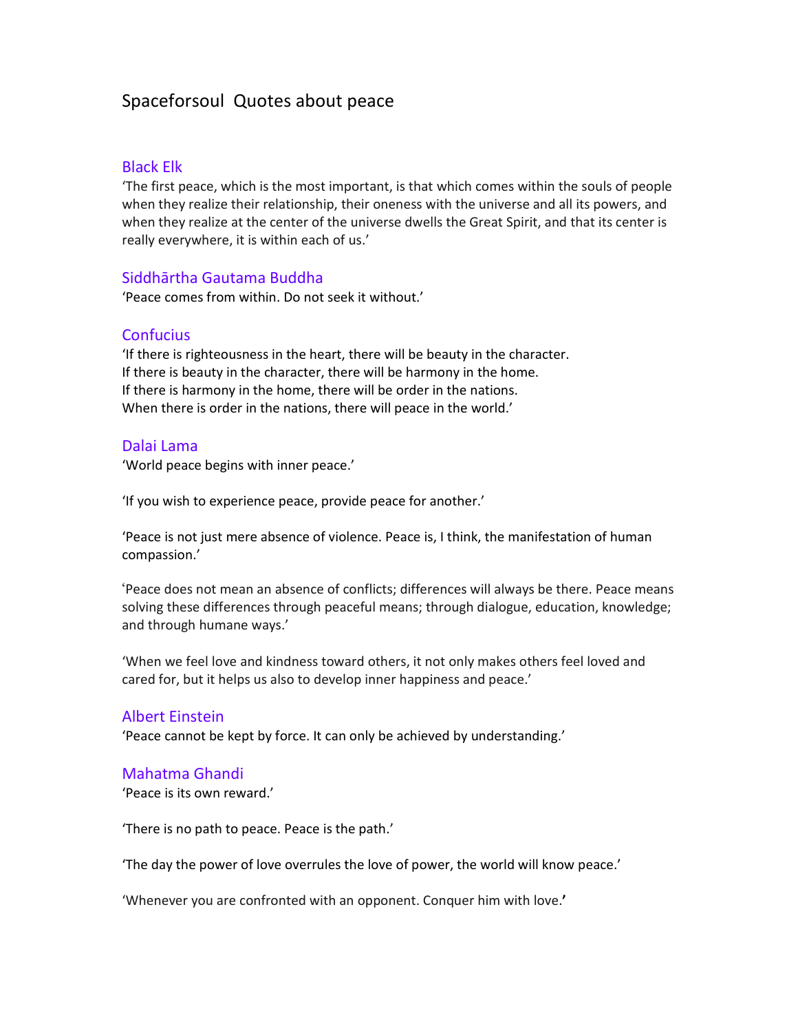# Spaceforsoul  Quotes about peace

## Black Elk

‘The first peace, which is the most important, is that which comes within the souls of people when they realize their relationship, their oneness with the universe and all its powers, and when they realize at the center of the universe dwells the Great Spirit, and that its center is really everywhere, it is within each of us.’

## Siddhārtha Gautama Buddha

‘Peace comes from within. Do not seek it without.’

## Confucius

‘If there is righteousness in the heart, there will be beauty in the character.
If there is beauty in the character, there will be harmony in the home.
If there is harmony in the home, there will be order in the nations.
When there is order in the nations, there will peace in the world.’

## Dalai Lama

‘World peace begins with inner peace.’

‘If you wish to experience peace, provide peace for another.’

‘Peace is not just mere absence of violence. Peace is, I think, the manifestation of human compassion.’

‘Peace does not mean an absence of conflicts; differences will always be there. Peace means solving these differences through peaceful means; through dialogue, education, knowledge; and through humane ways.’

‘When we feel love and kindness toward others, it not only makes others feel loved and cared for, but it helps us also to develop inner happiness and peace.’

## Albert Einstein

‘Peace cannot be kept by force. It can only be achieved by understanding.’

## Mahatma Ghandi

‘Peace is its own reward.’

‘There is no path to peace. Peace is the path.’

‘The day the power of love overrules the love of power, the world will know peace.’

‘Whenever you are confronted with an opponent. Conquer him with love.**’**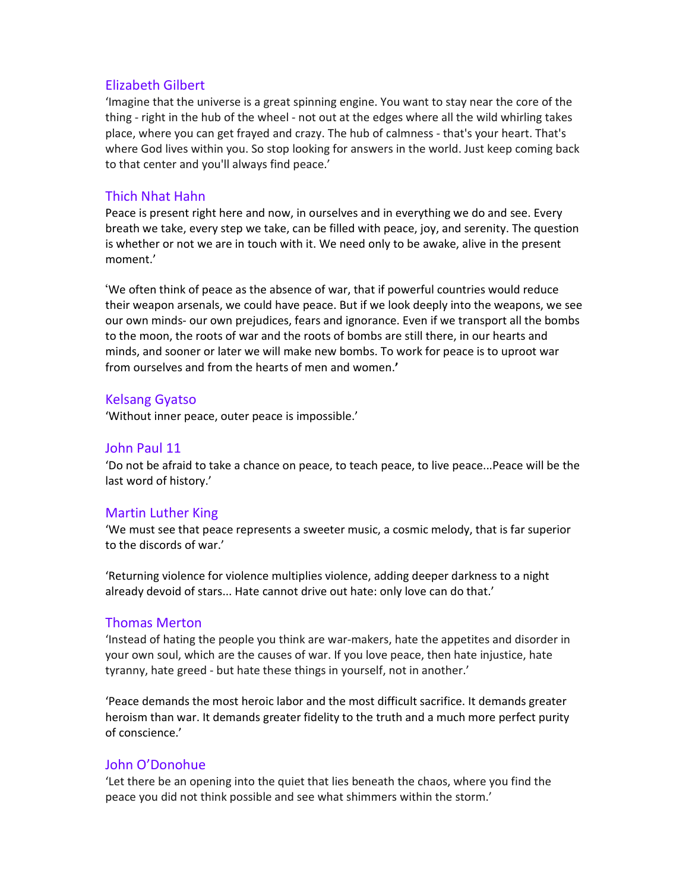## Elizabeth Gilbert

‘Imagine that the universe is a great spinning engine. You want to stay near the core of the thing - right in the hub of the wheel - not out at the edges where all the wild whirling takes place, where you can get frayed and crazy. The hub of calmness - that's your heart. That's where God lives within you. So stop looking for answers in the world. Just keep coming back to that center and you'll always find peace.’

## Thich Nhat Hahn

Peace is present right here and now, in ourselves and in everything we do and see. Every breath we take, every step we take, can be filled with peace, joy, and serenity. The question is whether or not we are in touch with it. We need only to be awake, alive in the present moment.’

‘We often think of peace as the absence of war, that if powerful countries would reduce their weapon arsenals, we could have peace. But if we look deeply into the weapons, we see our own minds- our own prejudices, fears and ignorance. Even if we transport all the bombs to the moon, the roots of war and the roots of bombs are still there, in our hearts and minds, and sooner or later we will make new bombs. To work for peace is to uproot war from ourselves and from the hearts of men and women.**’**

## Kelsang Gyatso

‘Without inner peace, outer peace is impossible.’

## John Paul 11

‘Do not be afraid to take a chance on peace, to teach peace, to live peace...Peace will be the last word of history.’

## Martin Luther King

‘We must see that peace represents a sweeter music, a cosmic melody, that is far superior to the discords of war.’

‘Returning violence for violence multiplies violence, adding deeper darkness to a night already devoid of stars... Hate cannot drive out hate: only love can do that.’

## Thomas Merton

‘Instead of hating the people you think are war-makers, hate the appetites and disorder in your own soul, which are the causes of war. If you love peace, then hate injustice, hate tyranny, hate greed - but hate these things in yourself, not in another.’

‘Peace demands the most heroic labor and the most difficult sacrifice. It demands greater heroism than war. It demands greater fidelity to the truth and a much more perfect purity of conscience.’

## John O’Donohue

‘Let there be an opening into the quiet that lies beneath the chaos, where you find the peace you did not think possible and see what shimmers within the storm.’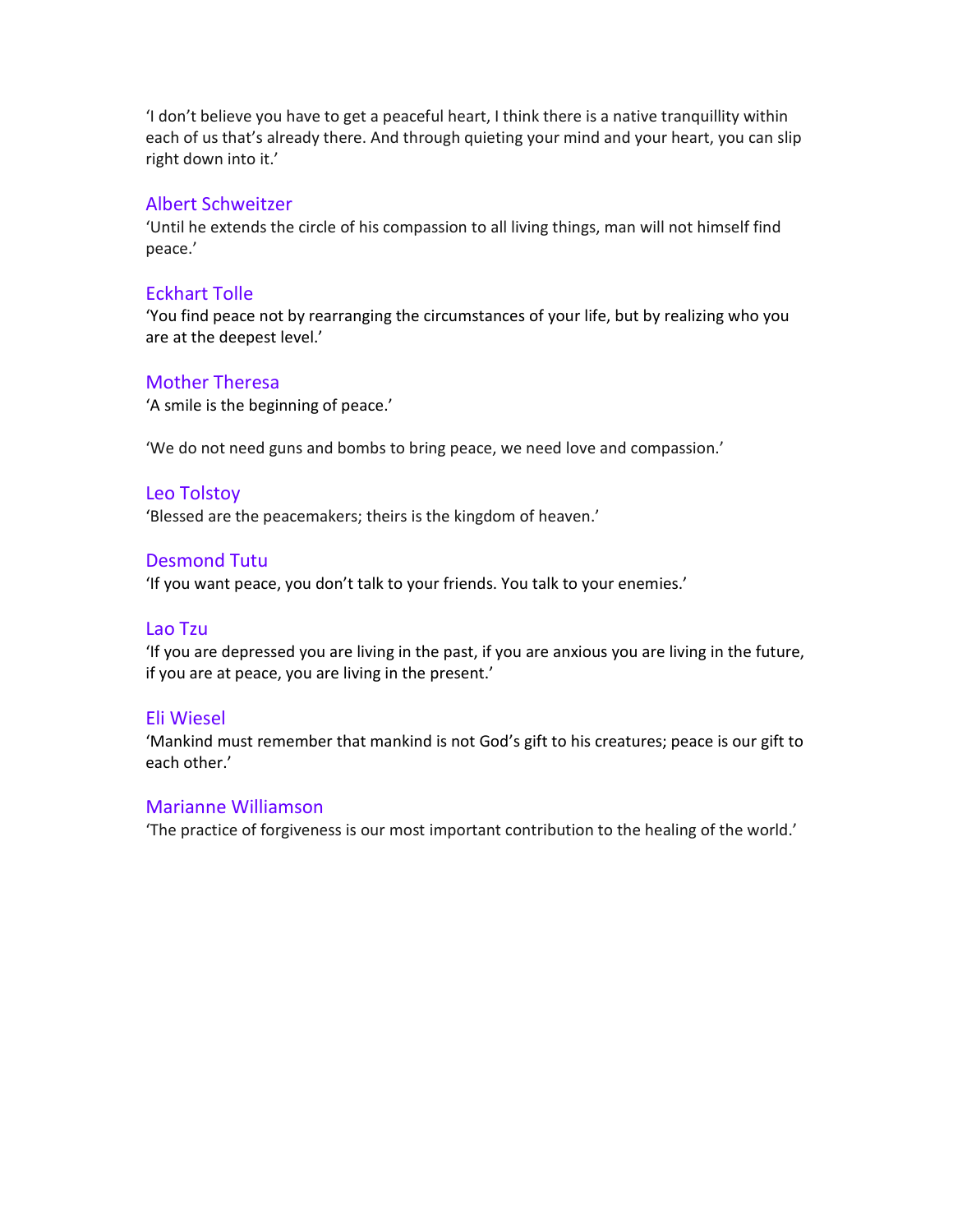'I don't believe you have to get a peaceful heart, I think there is a native tranquillity within each of us that's already there. And through quieting your mind and your heart, you can slip right down into it.'

### Albert Schweitzer

'Until he extends the circle of his compassion to all living things, man will not himself find peace.'

### Eckhart Tolle

'You find peace not by rearranging the circumstances of your life, but by realizing who you are at the deepest level.'

### Mother Theresa

'A smile is the beginning of peace.'

'We do not need guns and bombs to bring peace, we need love and compassion.'

### Leo Tolstoy

'Blessed are the peacemakers; theirs is the kingdom of heaven.'

### Desmond Tutu

'If you want peace, you don't talk to your friends. You talk to your enemies.'

### Lao Tzu

'If you are depressed you are living in the past, if you are anxious you are living in the future, if you are at peace, you are living in the present.'

### Eli Wiesel

'Mankind must remember that mankind is not God's gift to his creatures; peace is our gift to each other.'

### Marianne Williamson

'The practice of forgiveness is our most important contribution to the healing of the world.'